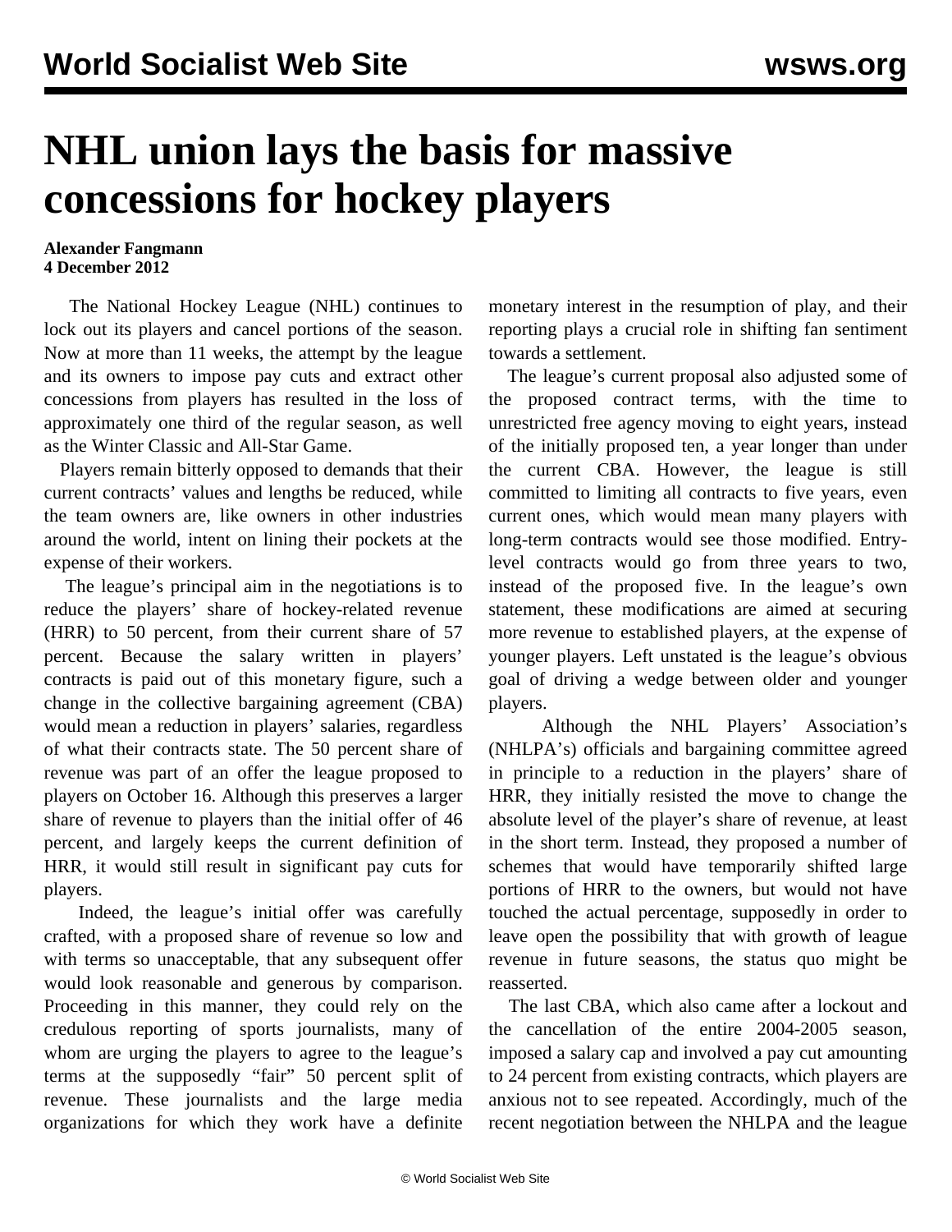# NHL union lays the basis for massive concessions for hockey players

**Alexander Fangmann**
**4 December 2012**

The National Hockey League (NHL) continues to lock out its players and cancel portions of the season. Now at more than 11 weeks, the attempt by the league and its owners to impose pay cuts and extract other concessions from players has resulted in the loss of approximately one third of the regular season, as well as the Winter Classic and All-Star Game.

Players remain bitterly opposed to demands that their current contracts' values and lengths be reduced, while the team owners are, like owners in other industries around the world, intent on lining their pockets at the expense of their workers.

The league's principal aim in the negotiations is to reduce the players' share of hockey-related revenue (HRR) to 50 percent, from their current share of 57 percent. Because the salary written in players' contracts is paid out of this monetary figure, such a change in the collective bargaining agreement (CBA) would mean a reduction in players' salaries, regardless of what their contracts state. The 50 percent share of revenue was part of an offer the league proposed to players on October 16. Although this preserves a larger share of revenue to players than the initial offer of 46 percent, and largely keeps the current definition of HRR, it would still result in significant pay cuts for players.

Indeed, the league's initial offer was carefully crafted, with a proposed share of revenue so low and with terms so unacceptable, that any subsequent offer would look reasonable and generous by comparison. Proceeding in this manner, they could rely on the credulous reporting of sports journalists, many of whom are urging the players to agree to the league's terms at the supposedly "fair" 50 percent split of revenue. These journalists and the large media organizations for which they work have a definite monetary interest in the resumption of play, and their reporting plays a crucial role in shifting fan sentiment towards a settlement.

The league's current proposal also adjusted some of the proposed contract terms, with the time to unrestricted free agency moving to eight years, instead of the initially proposed ten, a year longer than under the current CBA. However, the league is still committed to limiting all contracts to five years, even current ones, which would mean many players with long-term contracts would see those modified. Entry-level contracts would go from three years to two, instead of the proposed five. In the league's own statement, these modifications are aimed at securing more revenue to established players, at the expense of younger players. Left unstated is the league's obvious goal of driving a wedge between older and younger players.

Although the NHL Players' Association's (NHLPA's) officials and bargaining committee agreed in principle to a reduction in the players' share of HRR, they initially resisted the move to change the absolute level of the player's share of revenue, at least in the short term. Instead, they proposed a number of schemes that would have temporarily shifted large portions of HRR to the owners, but would not have touched the actual percentage, supposedly in order to leave open the possibility that with growth of league revenue in future seasons, the status quo might be reasserted.

The last CBA, which also came after a lockout and the cancellation of the entire 2004-2005 season, imposed a salary cap and involved a pay cut amounting to 24 percent from existing contracts, which players are anxious not to see repeated. Accordingly, much of the recent negotiation between the NHLPA and the league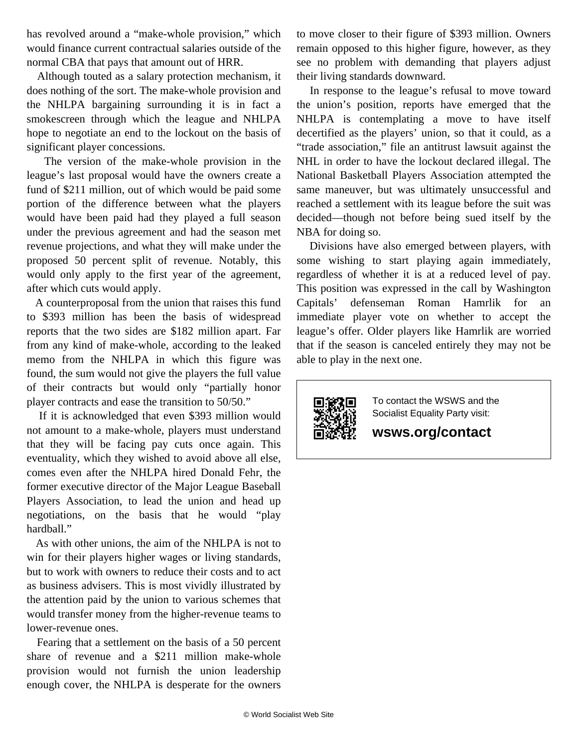has revolved around a "make-whole provision," which would finance current contractual salaries outside of the normal CBA that pays that amount out of HRR.

Although touted as a salary protection mechanism, it does nothing of the sort. The make-whole provision and the NHLPA bargaining surrounding it is in fact a smokescreen through which the league and NHLPA hope to negotiate an end to the lockout on the basis of significant player concessions.

The version of the make-whole provision in the league's last proposal would have the owners create a fund of $211 million, out of which would be paid some portion of the difference between what the players would have been paid had they played a full season under the previous agreement and had the season met revenue projections, and what they will make under the proposed 50 percent split of revenue. Notably, this would only apply to the first year of the agreement, after which cuts would apply.

A counterproposal from the union that raises this fund to $393 million has been the basis of widespread reports that the two sides are $182 million apart. Far from any kind of make-whole, according to the leaked memo from the NHLPA in which this figure was found, the sum would not give the players the full value of their contracts but would only "partially honor player contracts and ease the transition to 50/50."

If it is acknowledged that even $393 million would not amount to a make-whole, players must understand that they will be facing pay cuts once again. This eventuality, which they wished to avoid above all else, comes even after the NHLPA hired Donald Fehr, the former executive director of the Major League Baseball Players Association, to lead the union and head up negotiations, on the basis that he would "play hardball."

As with other unions, the aim of the NHLPA is not to win for their players higher wages or living standards, but to work with owners to reduce their costs and to act as business advisers. This is most vividly illustrated by the attention paid by the union to various schemes that would transfer money from the higher-revenue teams to lower-revenue ones.

Fearing that a settlement on the basis of a 50 percent share of revenue and a $211 million make-whole provision would not furnish the union leadership enough cover, the NHLPA is desperate for the owners to move closer to their figure of $393 million. Owners remain opposed to this higher figure, however, as they see no problem with demanding that players adjust their living standards downward.

In response to the league's refusal to move toward the union's position, reports have emerged that the NHLPA is contemplating a move to have itself decertified as the players' union, so that it could, as a "trade association," file an antitrust lawsuit against the NHL in order to have the lockout declared illegal. The National Basketball Players Association attempted the same maneuver, but was ultimately unsuccessful and reached a settlement with its league before the suit was decided—though not before being sued itself by the NBA for doing so.

Divisions have also emerged between players, with some wishing to start playing again immediately, regardless of whether it is at a reduced level of pay. This position was expressed in the call by Washington Capitals' defenseman Roman Hamrlik for an immediate player vote on whether to accept the league's offer. Older players like Hamrlik are worried that if the season is canceled entirely they may not be able to play in the next one.

To contact the WSWS and the Socialist Equality Party visit:

**wsws.org/contact**